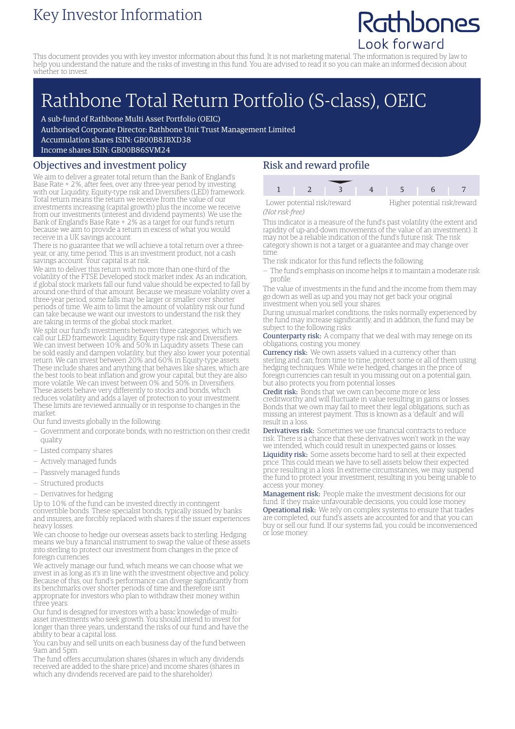# Key Investor Information

Rathbones
Look forward

This document provides you with key investor information about this fund. It is not marketing material. The information is required by law to help you understand the nature and the risks of investing in this fund. You are advised to read it so you can make an informed decision about whether to invest.

# Rathbone Total Return Portfolio (S-class), OEIC

A sub-fund of Rathbone Multi Asset Portfolio (OEIC)
Authorised Corporate Director: Rathbone Unit Trust Management Limited
Accumulation shares ISIN: GB00B8JBXD38
Income shares ISIN: GB00B86SVM24

## Objectives and investment policy

We aim to deliver a greater total return than the Bank of England's Base Rate + 2%, after fees, over any three-year period by investing with our Liquidity, Equity-type risk and Diversifiers (LED) framework. Total return means the return we receive from the value of our investments increasing (capital growth) plus the income we receive from our investments (interest and dividend payments). We use the Bank of England's Base Rate + 2% as a target for our fund's return because we aim to provide a return in excess of what you would receive in a UK savings account.

There is no guarantee that we will achieve a total return over a three-year, or any, time period. This is an investment product, not a cash savings account. Your capital is at risk.

We aim to deliver this return with no more than one-third of the volatility of the FTSE Developed stock market index. As an indication, if global stock markets fall our fund value should be expected to fall by around one-third of that amount. Because we measure volatility over a three-year period, some falls may be larger or smaller over shorter periods of time. We aim to limit the amount of volatility risk our fund can take because we want our investors to understand the risk they are taking in terms of the global stock market.

We split our fund's investments between three categories, which we call our LED framework: Liquidity, Equity-type risk and Diversifiers. We can invest between 10% and 50% in Liquidity assets. These can be sold easily and dampen volatility, but they also lower your potential return. We can invest between 20% and 60% in Equity-type assets. These include shares and anything that behaves like shares, which are the best tools to beat inflation and grow your capital, but they are also more volatile. We can invest between 0% and 50% in Diversifiers. These assets behave very differently to stocks and bonds, which reduces volatility and adds a layer of protection to your investment. These limits are reviewed annually or in response to changes in the market.

Our fund invests globally in the following:

- Government and corporate bonds, with no restriction on their credit quality
- Listed company shares
- Actively managed funds
- Passively managed funds
- Structured products
- Derivatives for hedging

Up to 10% of the fund can be invested directly in contingent convertible bonds. These specialist bonds, typically issued by banks and insurers, are forcibly replaced with shares if the issuer experiences heavy losses.

We can choose to hedge our overseas assets back to sterling. Hedging means we buy a financial instrument to swap the value of these assets into sterling to protect our investment from changes in the price of foreign currencies.

We actively manage our fund, which means we can choose what we invest in as long as it's in line with the investment objective and policy. Because of this, our fund's performance can diverge significantly from its benchmarks over shorter periods of time and therefore isn't appropriate for investors who plan to withdraw their money within three years.

Our fund is designed for investors with a basic knowledge of multi-asset investments who seek growth. You should intend to invest for longer than three years, understand the risks of our fund and have the ability to bear a capital loss.

You can buy and sell units on each business day of the fund between 9am and 5pm.

The fund offers accumulation shares (shares in which any dividends received are added to the share price) and income shares (shares in which any dividends received are paid to the shareholder).

## Risk and reward profile

| 1 | 2 | **3** | 4 | 5 | 6 | 7 |
|---|---|---|---|---|---|---|

Lower potential risk/reward — Higher potential risk/reward
*(Not risk-free)*

This indicator is a measure of the fund's past volatility (the extent and rapidity of up-and-down movements of the value of an investment). It may not be a reliable indication of the fund's future risk. The risk category shown is not a target or a guarantee and may change over time.

The risk indicator for this fund reflects the following:

- The fund's emphasis on income helps it to maintain a moderate risk profile.

The value of investments in the fund and the income from them may go down as well as up and you may not get back your original investment when you sell your shares.

During unusual market conditions, the risks normally experienced by the fund may increase significantly, and in addition, the fund may be subject to the following risks:

**Counterparty risk:** A company that we deal with may renege on its obligations, costing you money.

**Currency risk:** We own assets valued in a currency other than sterling and can, from time to time, protect some or all of them using hedging techniques. While we're hedged, changes in the price of foreign currencies can result in you missing out on a potential gain, but also protects you from potential losses.

**Credit risk:** Bonds that we own can become more or less creditworthy and will fluctuate in value resulting in gains or losses. Bonds that we own may fail to meet their legal obligations, such as missing an interest payment. This is known as a 'default' and will result in a loss.

**Derivatives risk:** Sometimes we use financial contracts to reduce risk. There is a chance that these derivatives won't work in the way we intended, which could result in unexpected gains or losses.

**Liquidity risk:** Some assets become hard to sell at their expected price. This could mean we have to sell assets below their expected price resulting in a loss. In extreme circumstances, we may suspend the fund to protect your investment, resulting in you being unable to access your money.

**Management risk:** People make the investment decisions for our fund. If they make unfavourable decisions, you could lose money.

**Operational risk:** We rely on complex systems to ensure that trades are completed, our fund's assets are accounted for and that you can buy or sell our fund. If our systems fail, you could be inconvenienced or lose money.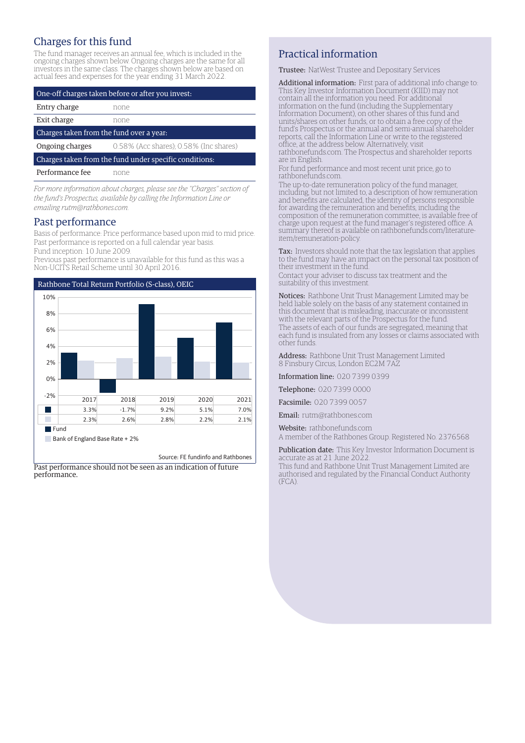## Charges for this fund

The fund manager receives an annual fee, which is included in the ongoing charges shown below. Ongoing charges are the same for all investors in the same class. The charges shown below are based on actual fees and expenses for the year ending 31 March 2022.

| | |
|---|---|
| **One-off charges taken before or after you invest:** | |
| Entry charge | none |
| Exit charge | none |
| **Charges taken from the fund over a year:** | |
| Ongoing charges | 0.58% (Acc shares); 0.58% (Inc shares) |
| **Charges taken from the fund under specific conditions:** | |
| Performance fee | none |

*For more information about charges, please see the "Charges" section of the fund's Prospectus, available by calling the Information Line or emailing rutm@rathbones.com.*

## Past performance

Basis of performance: Price performance based upon mid to mid price.
Past performance is reported on a full calendar year basis.
Fund inception: 10 June 2009.
Previous past performance is unavailable for this fund as this was a Non-UCITS Retail Scheme until 30 April 2016.

Rathbone Total Return Portfolio (S-class), OEIC

10%
8%
6%
4%
2%
0%
-2%

2017 2018 2019 2020 2021

Fund: 3.3% -1.7% 9.2% 5.1% 7.0%

Bank of England Base Rate + 2%: 2.3% 2.6% 2.8% 2.2% 2.1%

Source: FE fundinfo and Rathbones

Past performance should not be seen as an indication of future performance.

## Practical information

**Trustee:** NatWest Trustee and Depositary Services

**Additional information:** First para of additional info change to: This Key Investor Information Document (KIID) may not contain all the information you need. For additional information on the fund (including the Supplementary Information Document), on other shares of this fund and units/shares on other funds, or to obtain a free copy of the fund's Prospectus or the annual and semi-annual shareholder reports, call the Information Line or write to the registered office, at the address below. Alternatively, visit rathbonefunds.com. The Prospectus and shareholder reports are in English.

For fund performance and most recent unit price, go to rathbonefunds.com.

The up-to-date remuneration policy of the fund manager, including, but not limited to, a description of how remuneration and benefits are calculated, the identity of persons responsible for awarding the remuneration and benefits, including the composition of the remuneration committee, is available free of charge upon request at the fund manager's registered office. A summary thereof is available on rathbonefunds.com/literature-item/remuneration-policy.

**Tax:** Investors should note that the tax legislation that applies to the fund may have an impact on the personal tax position of their investment in the fund.

Contact your adviser to discuss tax treatment and the suitability of this investment.

**Notices:** Rathbone Unit Trust Management Limited may be held liable solely on the basis of any statement contained in this document that is misleading, inaccurate or inconsistent with the relevant parts of the Prospectus for the fund.

The assets of each of our funds are segregated, meaning that each fund is insulated from any losses or claims associated with other funds.

**Address:** Rathbone Unit Trust Management Limited
8 Finsbury Circus, London EC2M 7AZ

**Information line:** 020 7399 0399

**Telephone:** 020 7399 0000

**Facsimile:** 020 7399 0057

**Email:** rutm@rathbones.com

**Website:** rathbonefunds.com

A member of the Rathbones Group. Registered No. 2376568

**Publication date:** This Key Investor Information Document is accurate as at 21 June 2022.

This fund and Rathbone Unit Trust Management Limited are authorised and regulated by the Financial Conduct Authority (FCA).